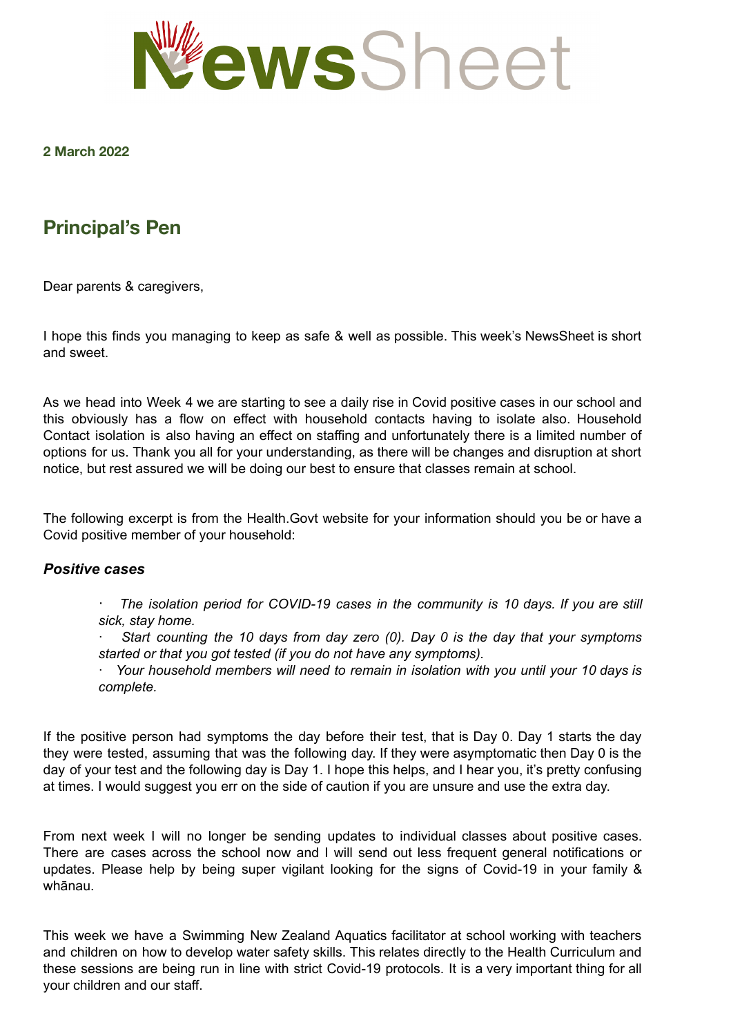# NewsSheet

**2 March 2022**

## Principal's Pen

Dear parents & caregivers,

I hope this finds you managing to keep as safe & well as possible. This week's NewsSheet is short and sweet.

As we head into Week 4 we are starting to see a daily rise in Covid positive cases in our school and this obviously has a flow on effect with household contacts having to isolate also. Household Contact isolation is also having an effect on staffing and unfortunately there is a limited number of options for us. Thank you all for your understanding, as there will be changes and disruption at short notice, but rest assured we will be doing our best to ensure that classes remain at school.

The following excerpt is from the Health.Govt website for your information should you be or have a Covid positive member of your household:

### *Positive cases*

- *The isolation period for COVID-19 cases in the community is 10 days. If you are still sick, stay home.*
- *Start counting the 10 days from day zero (0). Day 0 is the day that your symptoms started or that you got tested (if you do not have any symptoms).*
- *Your household members will need to remain in isolation with you until your 10 days is complete.*

If the positive person had symptoms the day before their test, that is Day 0. Day 1 starts the day they were tested, assuming that was the following day. If they were asymptomatic then Day 0 is the day of your test and the following day is Day 1. I hope this helps, and I hear you, it's pretty confusing at times. I would suggest you err on the side of caution if you are unsure and use the extra day.

From next week I will no longer be sending updates to individual classes about positive cases. There are cases across the school now and I will send out less frequent general notifications or updates. Please help by being super vigilant looking for the signs of Covid-19 in your family & whānau.

This week we have a Swimming New Zealand Aquatics facilitator at school working with teachers and children on how to develop water safety skills. This relates directly to the Health Curriculum and these sessions are being run in line with strict Covid-19 protocols. It is a very important thing for all your children and our staff.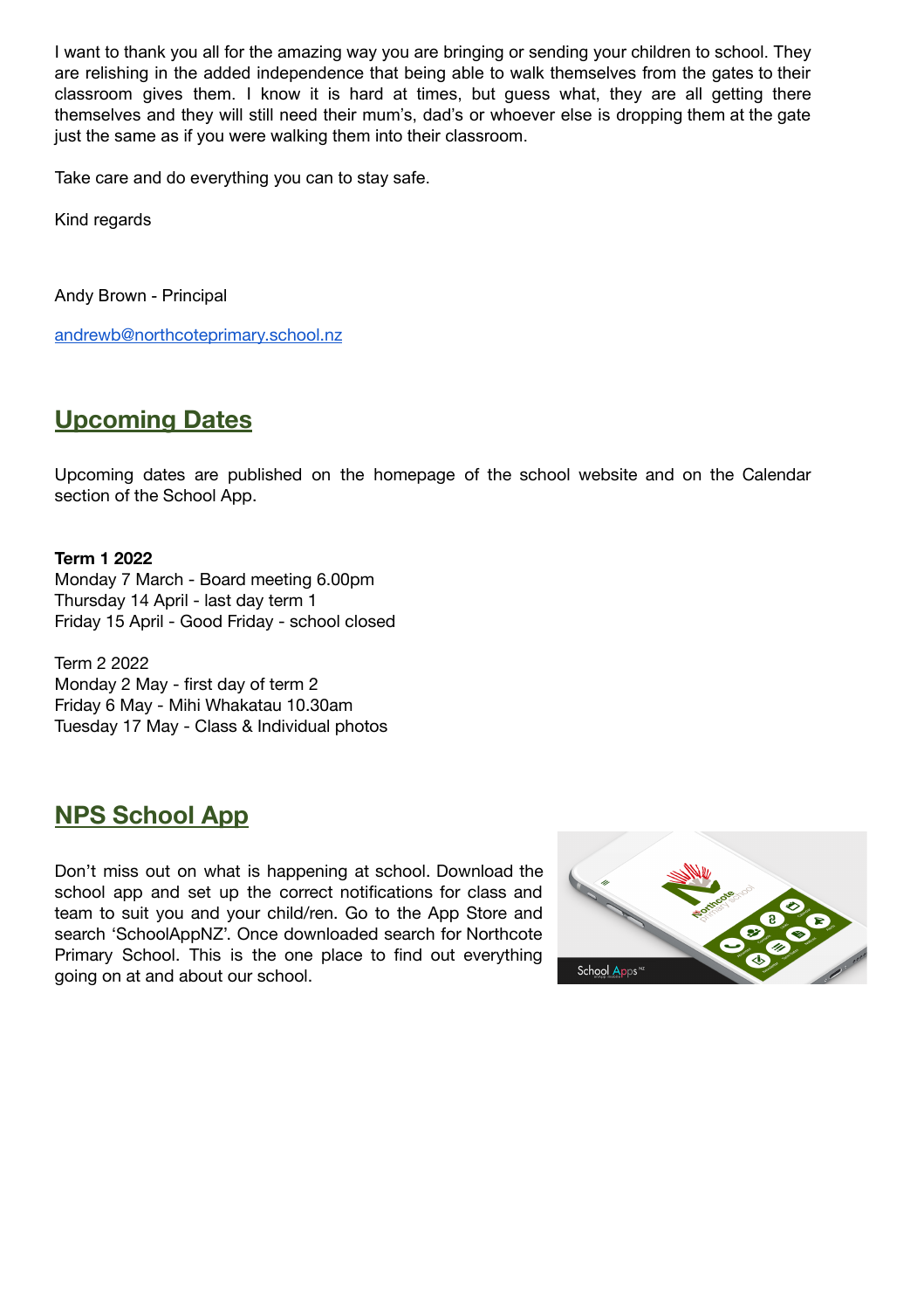I want to thank you all for the amazing way you are bringing or sending your children to school. They are relishing in the added independence that being able to walk themselves from the gates to their classroom gives them. I know it is hard at times, but guess what, they are all getting there themselves and they will still need their mum's, dad's or whoever else is dropping them at the gate just the same as if you were walking them into their classroom.

Take care and do everything you can to stay safe.

Kind regards

Andy Brown - Principal

andrewb@northcoteprimary.school.nz

## Upcoming Dates

Upcoming dates are published on the homepage of the school website and on the Calendar section of the School App.

**Term 1 2022**
Monday 7 March - Board meeting 6.00pm
Thursday 14 April - last day term 1
Friday 15 April - Good Friday - school closed

Term 2 2022
Monday 2 May - first day of term 2
Friday 6 May - Mihi Whakatau 10.30am
Tuesday 17 May - Class & Individual photos

## NPS School App

Don't miss out on what is happening at school. Download the school app and set up the correct notifications for class and team to suit you and your child/ren. Go to the App Store and search 'SchoolAppNZ'. Once downloaded search for Northcote Primary School. This is the one place to find out everything going on at and about our school.